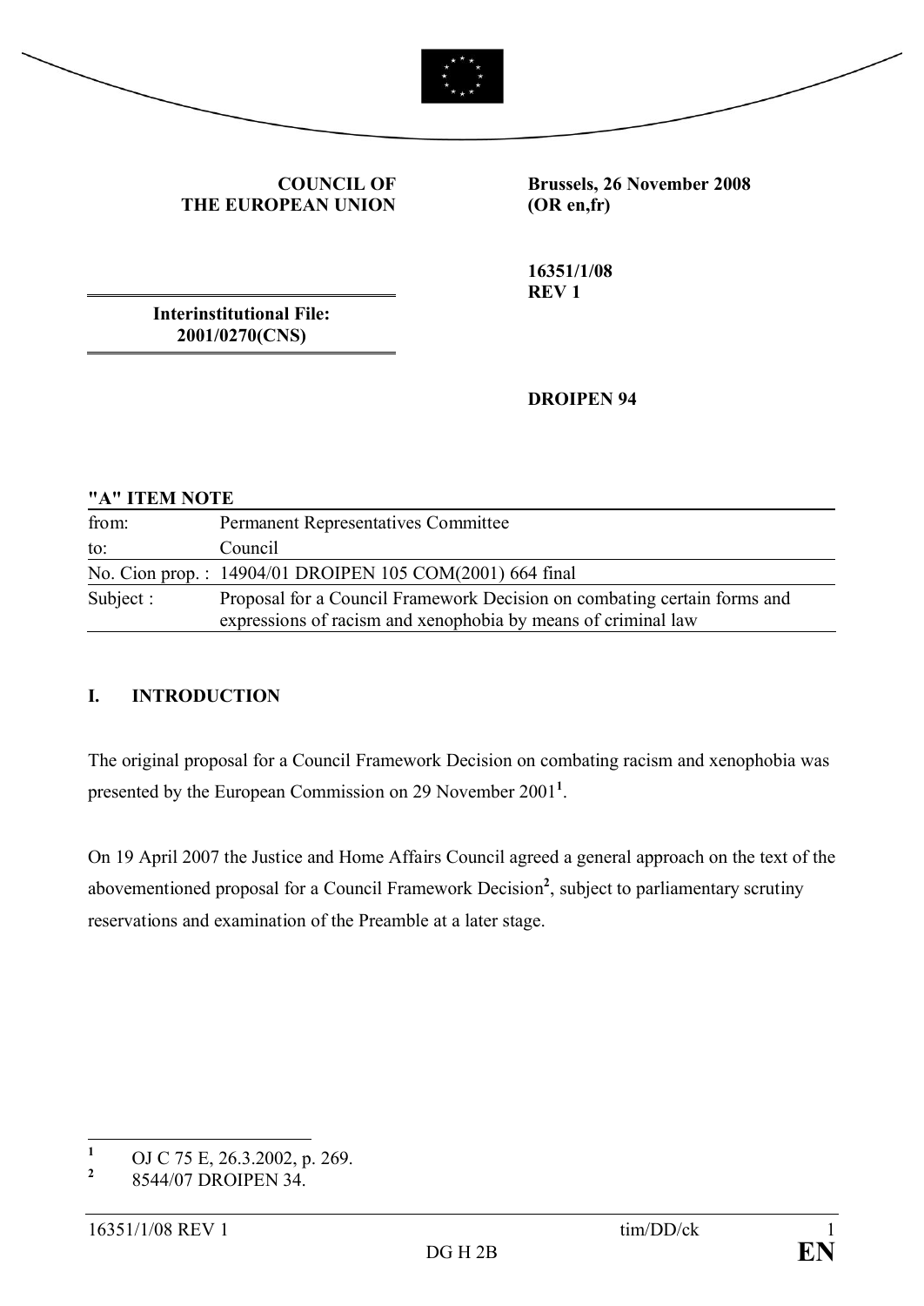**COUNCIL OF THE EUROPEAN UNION**

**Brussels, 26 November 2008 (OR en,fr)**

**16351/1/08 REV 1**

**Interinstitutional File: 2001/0270(CNS)**

**DROIPEN 94**

**"A" ITEM NOTE**

| | |
|---|---|
| from: | Permanent Representatives Committee |
| to: | Council |
| No. Cion prop. : | 14904/01 DROIPEN 105 COM(2001) 664 final |
| Subject : | Proposal for a Council Framework Decision on combating certain forms and expressions of racism and xenophobia by means of criminal law |

## I. INTRODUCTION

The original proposal for a Council Framework Decision on combating racism and xenophobia was presented by the European Commission on 29 November 2001[1].

On 19 April 2007 the Justice and Home Affairs Council agreed a general approach on the text of the abovementioned proposal for a Council Framework Decision[2], subject to parliamentary scrutiny reservations and examination of the Preamble at a later stage.

[1] OJ C 75 E, 26.3.2002, p. 269.

[2] 8544/07 DROIPEN 34.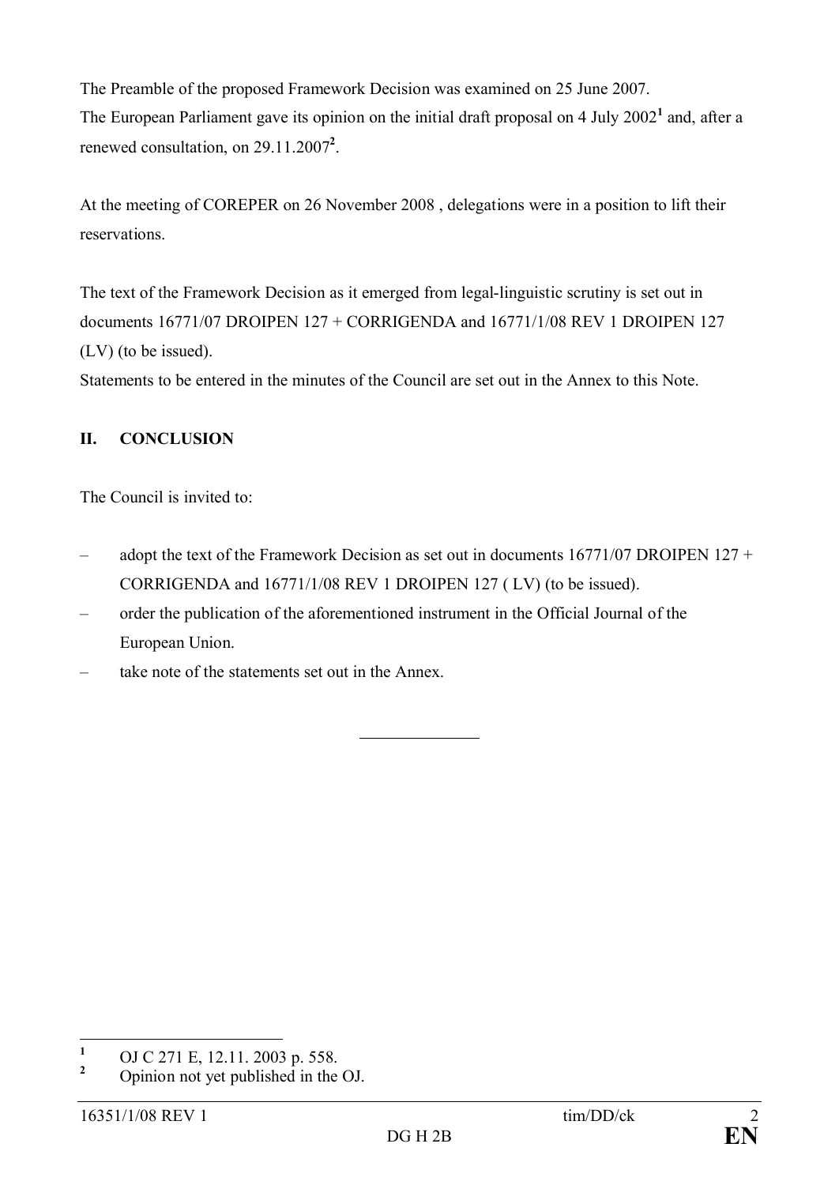The Preamble of the proposed Framework Decision was examined on 25 June 2007.
The European Parliament gave its opinion on the initial draft proposal on 4 July 2002[1] and, after a renewed consultation, on 29.11.2007[2].

At the meeting of COREPER on 26 November 2008 , delegations were in a position to lift their reservations.

The text of the Framework Decision as it emerged from legal-linguistic scrutiny is set out in documents 16771/07 DROIPEN 127 + CORRIGENDA and 16771/1/08 REV 1 DROIPEN 127 (LV) (to be issued).
Statements to be entered in the minutes of the Council are set out in the Annex to this Note.

## II. CONCLUSION

The Council is invited to:

- adopt the text of the Framework Decision as set out in documents 16771/07 DROIPEN 127 + CORRIGENDA and 16771/1/08 REV 1 DROIPEN 127 ( LV) (to be issued).
- order the publication of the aforementioned instrument in the Official Journal of the European Union.
- take note of the statements set out in the Annex.

---

[1] OJ C 271 E, 12.11. 2003 p. 558.

[2] Opinion not yet published in the OJ.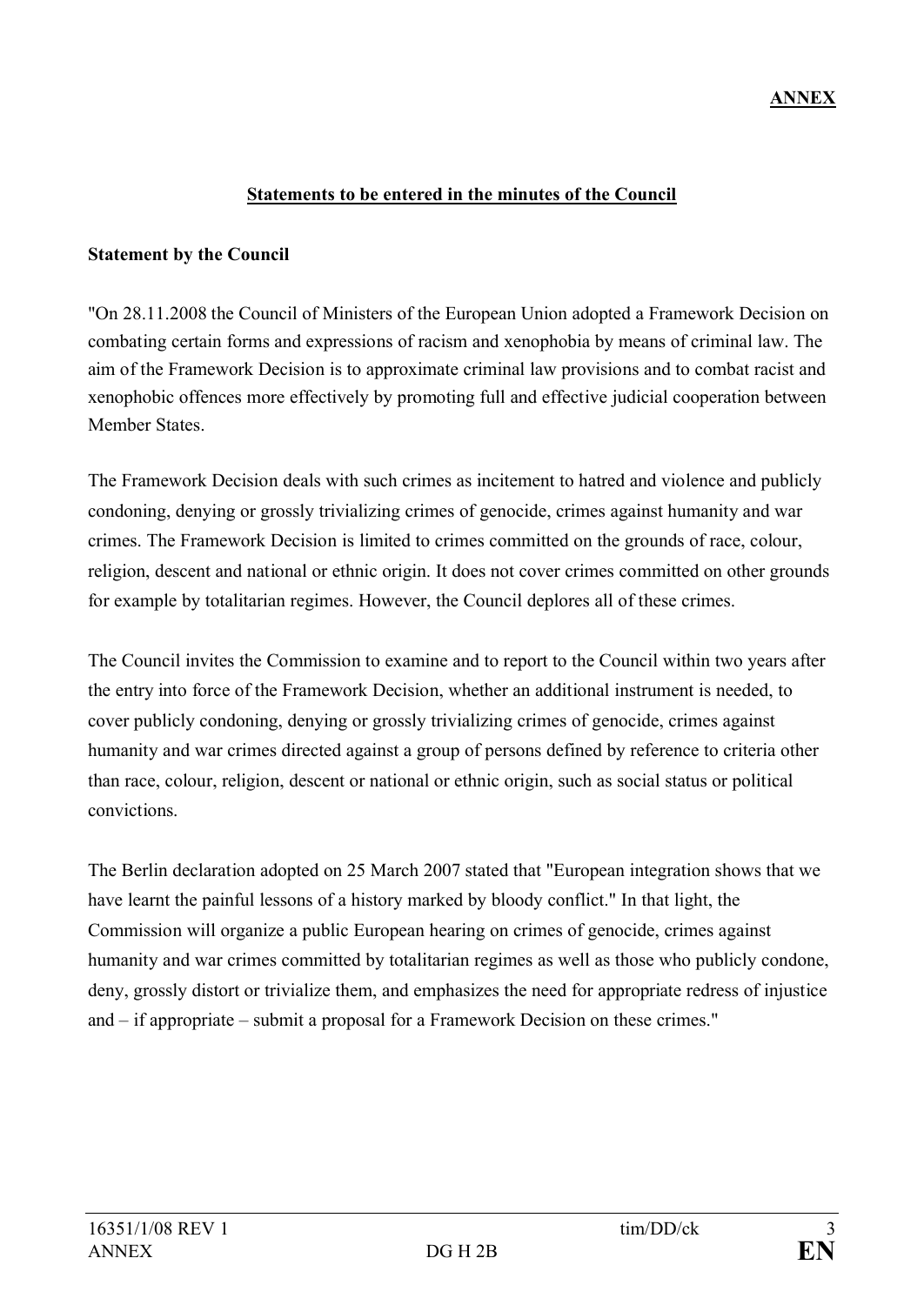**ANNEX**

## Statements to be entered in the minutes of the Council

**Statement by the Council**

"On 28.11.2008 the Council of Ministers of the European Union adopted a Framework Decision on combating certain forms and expressions of racism and xenophobia by means of criminal law. The aim of the Framework Decision is to approximate criminal law provisions and to combat racist and xenophobic offences more effectively by promoting full and effective judicial cooperation between Member States.

The Framework Decision deals with such crimes as incitement to hatred and violence and publicly condoning, denying or grossly trivializing crimes of genocide, crimes against humanity and war crimes. The Framework Decision is limited to crimes committed on the grounds of race, colour, religion, descent and national or ethnic origin. It does not cover crimes committed on other grounds for example by totalitarian regimes. However, the Council deplores all of these crimes.

The Council invites the Commission to examine and to report to the Council within two years after the entry into force of the Framework Decision, whether an additional instrument is needed, to cover publicly condoning, denying or grossly trivializing crimes of genocide, crimes against humanity and war crimes directed against a group of persons defined by reference to criteria other than race, colour, religion, descent or national or ethnic origin, such as social status or political convictions.

The Berlin declaration adopted on 25 March 2007 stated that "European integration shows that we have learnt the painful lessons of a history marked by bloody conflict." In that light, the Commission will organize a public European hearing on crimes of genocide, crimes against humanity and war crimes committed by totalitarian regimes as well as those who publicly condone, deny, grossly distort or trivialize them, and emphasizes the need for appropriate redress of injustice and – if appropriate – submit a proposal for a Framework Decision on these crimes."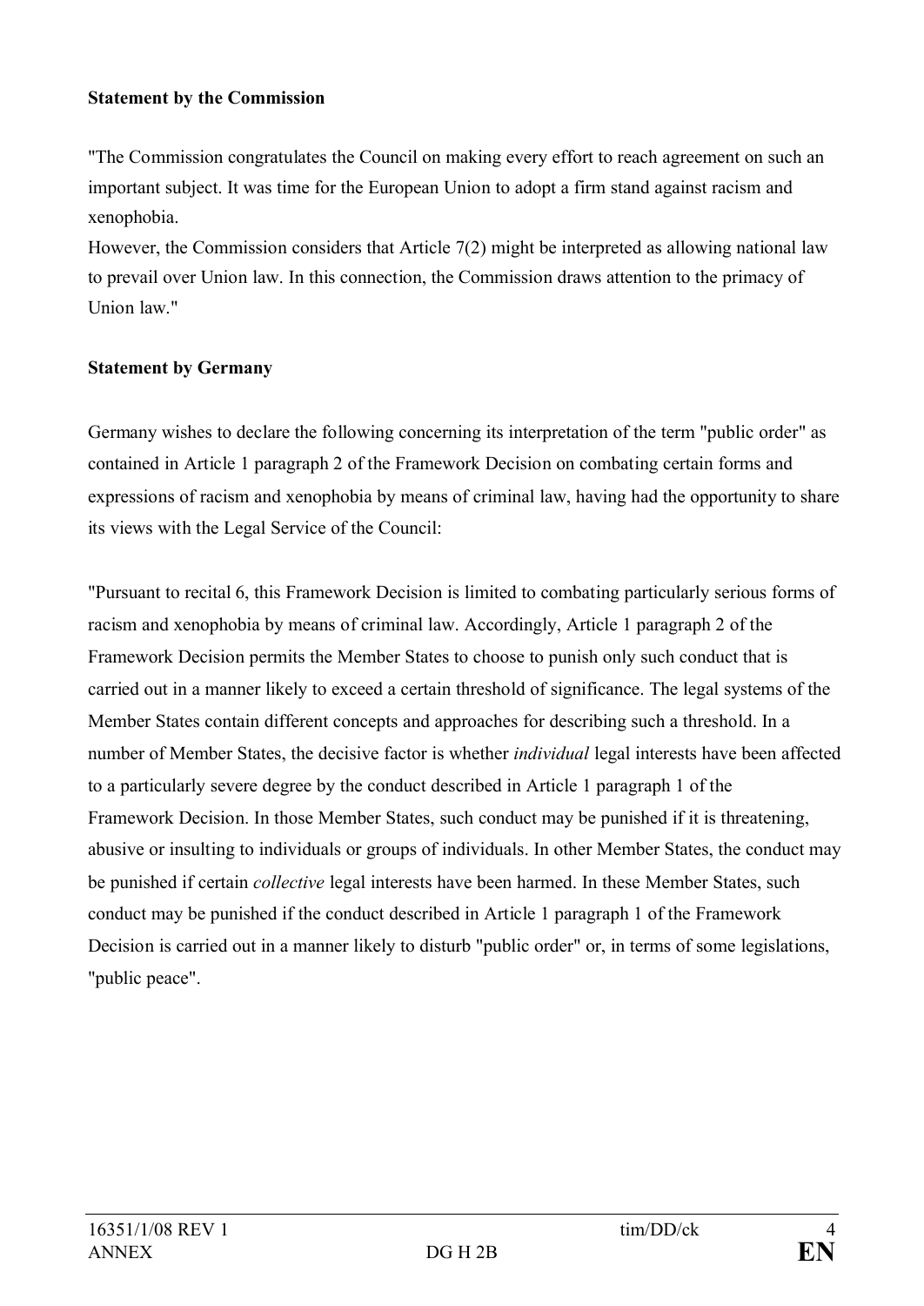**Statement by the Commission**

"The Commission congratulates the Council on making every effort to reach agreement on such an important subject. It was time for the European Union to adopt a firm stand against racism and xenophobia.
However, the Commission considers that Article 7(2) might be interpreted as allowing national law to prevail over Union law. In this connection, the Commission draws attention to the primacy of Union law."

**Statement by Germany**

Germany wishes to declare the following concerning its interpretation of the term "public order" as contained in Article 1 paragraph 2 of the Framework Decision on combating certain forms and expressions of racism and xenophobia by means of criminal law, having had the opportunity to share its views with the Legal Service of the Council:

"Pursuant to recital 6, this Framework Decision is limited to combating particularly serious forms of racism and xenophobia by means of criminal law. Accordingly, Article 1 paragraph 2 of the Framework Decision permits the Member States to choose to punish only such conduct that is carried out in a manner likely to exceed a certain threshold of significance. The legal systems of the Member States contain different concepts and approaches for describing such a threshold. In a number of Member States, the decisive factor is whether *individual* legal interests have been affected to a particularly severe degree by the conduct described in Article 1 paragraph 1 of the Framework Decision. In those Member States, such conduct may be punished if it is threatening, abusive or insulting to individuals or groups of individuals. In other Member States, the conduct may be punished if certain *collective* legal interests have been harmed. In these Member States, such conduct may be punished if the conduct described in Article 1 paragraph 1 of the Framework Decision is carried out in a manner likely to disturb "public order" or, in terms of some legislations, "public peace".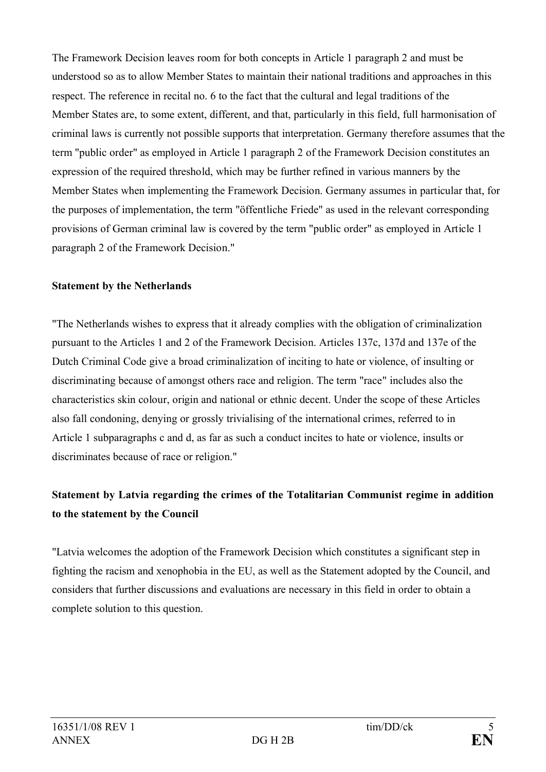The Framework Decision leaves room for both concepts in Article 1 paragraph 2 and must be understood so as to allow Member States to maintain their national traditions and approaches in this respect. The reference in recital no. 6 to the fact that the cultural and legal traditions of the Member States are, to some extent, different, and that, particularly in this field, full harmonisation of criminal laws is currently not possible supports that interpretation. Germany therefore assumes that the term "public order" as employed in Article 1 paragraph 2 of the Framework Decision constitutes an expression of the required threshold, which may be further refined in various manners by the Member States when implementing the Framework Decision. Germany assumes in particular that, for the purposes of implementation, the term "öffentliche Friede" as used in the relevant corresponding provisions of German criminal law is covered by the term "public order" as employed in Article 1 paragraph 2 of the Framework Decision."

**Statement by the Netherlands**

"The Netherlands wishes to express that it already complies with the obligation of criminalization pursuant to the Articles 1 and 2 of the Framework Decision. Articles 137c, 137d and 137e of the Dutch Criminal Code give a broad criminalization of inciting to hate or violence, of insulting or discriminating because of amongst others race and religion. The term "race" includes also the characteristics skin colour, origin and national or ethnic decent. Under the scope of these Articles also fall condoning, denying or grossly trivialising of the international crimes, referred to in Article 1 subparagraphs c and d, as far as such a conduct incites to hate or violence, insults or discriminates because of race or religion."

**Statement by Latvia regarding the crimes of the Totalitarian Communist regime in addition to the statement by the Council**

"Latvia welcomes the adoption of the Framework Decision which constitutes a significant step in fighting the racism and xenophobia in the EU, as well as the Statement adopted by the Council, and considers that further discussions and evaluations are necessary in this field in order to obtain a complete solution to this question.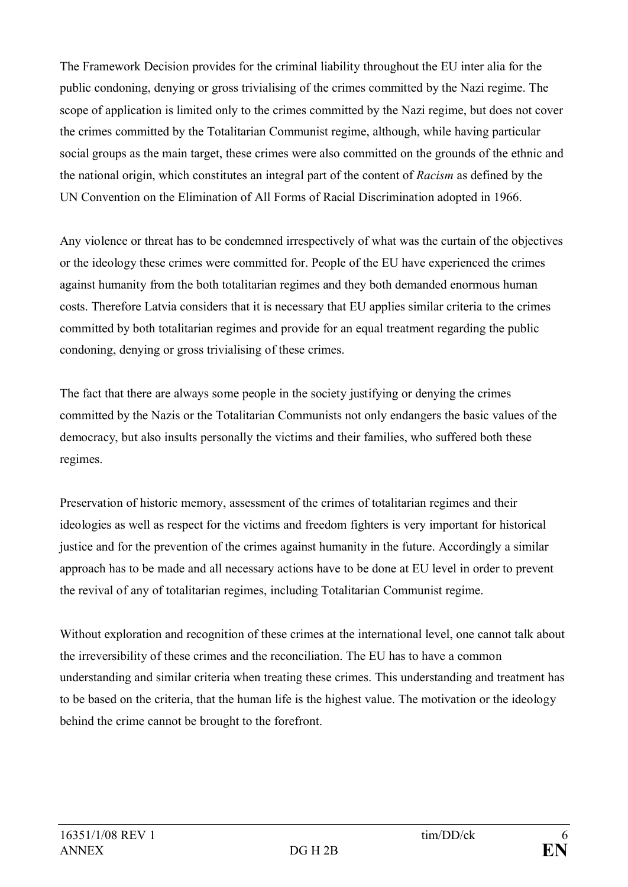The Framework Decision provides for the criminal liability throughout the EU inter alia for the public condoning, denying or gross trivialising of the crimes committed by the Nazi regime. The scope of application is limited only to the crimes committed by the Nazi regime, but does not cover the crimes committed by the Totalitarian Communist regime, although, while having particular social groups as the main target, these crimes were also committed on the grounds of the ethnic and the national origin, which constitutes an integral part of the content of *Racism* as defined by the UN Convention on the Elimination of All Forms of Racial Discrimination adopted in 1966.

Any violence or threat has to be condemned irrespectively of what was the curtain of the objectives or the ideology these crimes were committed for. People of the EU have experienced the crimes against humanity from the both totalitarian regimes and they both demanded enormous human costs. Therefore Latvia considers that it is necessary that EU applies similar criteria to the crimes committed by both totalitarian regimes and provide for an equal treatment regarding the public condoning, denying or gross trivialising of these crimes.

The fact that there are always some people in the society justifying or denying the crimes committed by the Nazis or the Totalitarian Communists not only endangers the basic values of the democracy, but also insults personally the victims and their families, who suffered both these regimes.

Preservation of historic memory, assessment of the crimes of totalitarian regimes and their ideologies as well as respect for the victims and freedom fighters is very important for historical justice and for the prevention of the crimes against humanity in the future. Accordingly a similar approach has to be made and all necessary actions have to be done at EU level in order to prevent the revival of any of totalitarian regimes, including Totalitarian Communist regime.

Without exploration and recognition of these crimes at the international level, one cannot talk about the irreversibility of these crimes and the reconciliation. The EU has to have a common understanding and similar criteria when treating these crimes. This understanding and treatment has to be based on the criteria, that the human life is the highest value. The motivation or the ideology behind the crime cannot be brought to the forefront.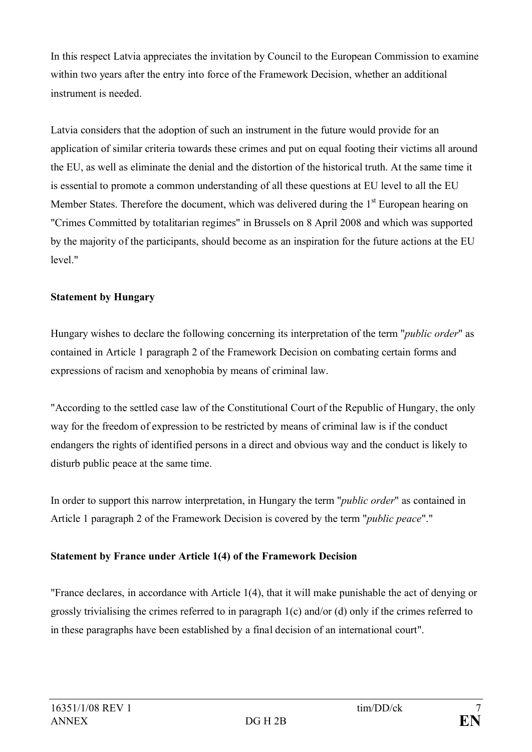In this respect Latvia appreciates the invitation by Council to the European Commission to examine within two years after the entry into force of the Framework Decision, whether an additional instrument is needed.

Latvia considers that the adoption of such an instrument in the future would provide for an application of similar criteria towards these crimes and put on equal footing their victims all around the EU, as well as eliminate the denial and the distortion of the historical truth. At the same time it is essential to promote a common understanding of all these questions at EU level to all the EU Member States. Therefore the document, which was delivered during the 1st European hearing on "Crimes Committed by totalitarian regimes" in Brussels on 8 April 2008 and which was supported by the majority of the participants, should become as an inspiration for the future actions at the EU level."

**Statement by Hungary**

Hungary wishes to declare the following concerning its interpretation of the term "*public order*" as contained in Article 1 paragraph 2 of the Framework Decision on combating certain forms and expressions of racism and xenophobia by means of criminal law.

"According to the settled case law of the Constitutional Court of the Republic of Hungary, the only way for the freedom of expression to be restricted by means of criminal law is if the conduct endangers the rights of identified persons in a direct and obvious way and the conduct is likely to disturb public peace at the same time.

In order to support this narrow interpretation, in Hungary the term "*public order*" as contained in Article 1 paragraph 2 of the Framework Decision is covered by the term "*public peace*"."

**Statement by France under Article 1(4) of the Framework Decision**

"France declares, in accordance with Article 1(4), that it will make punishable the act of denying or grossly trivialising the crimes referred to in paragraph 1(c) and/or (d) only if the crimes referred to in these paragraphs have been established by a final decision of an international court".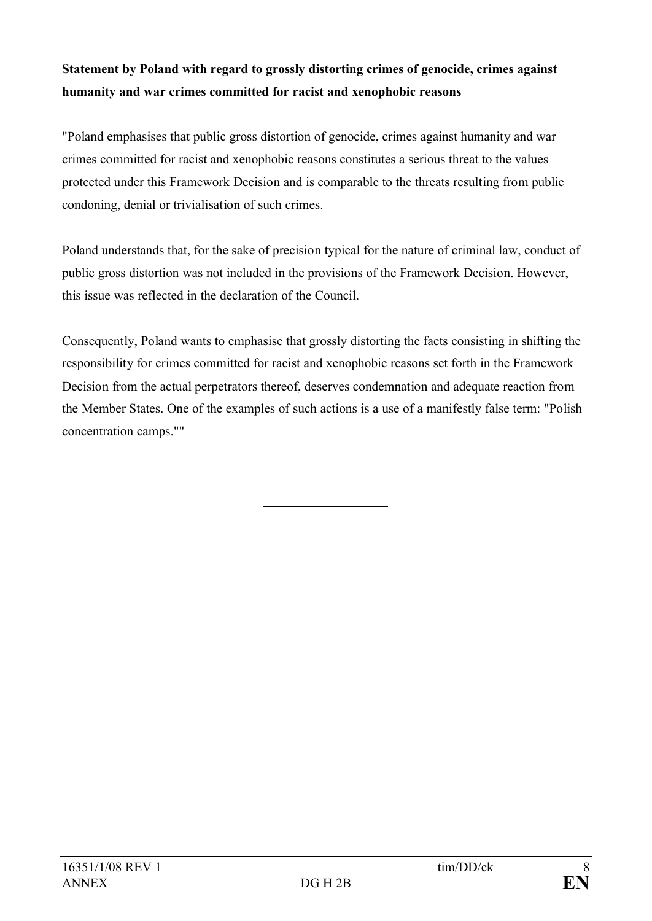**Statement by Poland with regard to grossly distorting crimes of genocide, crimes against humanity and war crimes committed for racist and xenophobic reasons**

"Poland emphasises that public gross distortion of genocide, crimes against humanity and war crimes committed for racist and xenophobic reasons constitutes a serious threat to the values protected under this Framework Decision and is comparable to the threats resulting from public condoning, denial or trivialisation of such crimes.

Poland understands that, for the sake of precision typical for the nature of criminal law, conduct of public gross distortion was not included in the provisions of the Framework Decision. However, this issue was reflected in the declaration of the Council.

Consequently, Poland wants to emphasise that grossly distorting the facts consisting in shifting the responsibility for crimes committed for racist and xenophobic reasons set forth in the Framework Decision from the actual perpetrators thereof, deserves condemnation and adequate reaction from the Member States. One of the examples of such actions is a use of a manifestly false term: "Polish concentration camps.""

---